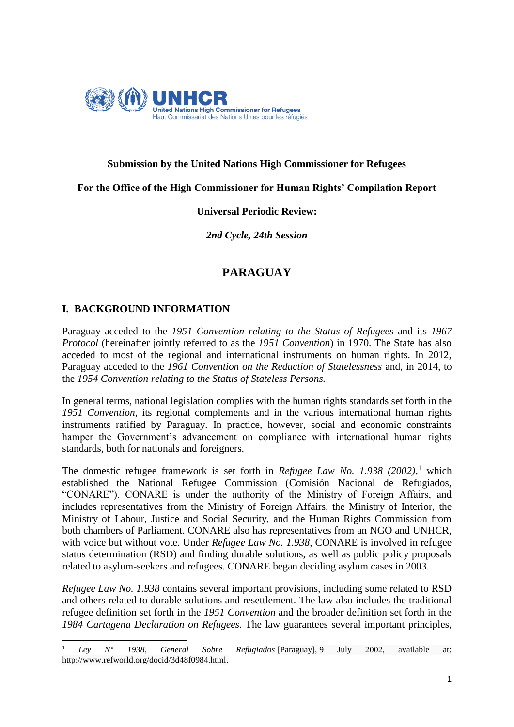**Submission by the United Nations High Commissioner for Refugees**

**For the Office of the High Commissioner for Human Rights' Compilation Report**

**Universal Periodic Review:**

***2nd Cycle, 24th Session***

# PARAGUAY

## I. BACKGROUND INFORMATION

Paraguay acceded to the *1951 Convention relating to the Status of Refugees* and its *1967 Protocol* (hereinafter jointly referred to as the *1951 Convention*) in 1970. The State has also acceded to most of the regional and international instruments on human rights. In 2012, Paraguay acceded to the *1961 Convention on the Reduction of Statelessness* and, in 2014, to the *1954 Convention relating to the Status of Stateless Persons.*

In general terms, national legislation complies with the human rights standards set forth in the *1951 Convention*, its regional complements and in the various international human rights instruments ratified by Paraguay. In practice, however, social and economic constraints hamper the Government's advancement on compliance with international human rights standards, both for nationals and foreigners.

The domestic refugee framework is set forth in *Refugee Law No. 1.938 (2002)*,[1] which established the National Refugee Commission (Comisión Nacional de Refugiados, "CONARE"). CONARE is under the authority of the Ministry of Foreign Affairs, and includes representatives from the Ministry of Foreign Affairs, the Ministry of Interior, the Ministry of Labour, Justice and Social Security, and the Human Rights Commission from both chambers of Parliament. CONARE also has representatives from an NGO and UNHCR, with voice but without vote. Under *Refugee Law No. 1.938*, CONARE is involved in refugee status determination (RSD) and finding durable solutions, as well as public policy proposals related to asylum-seekers and refugees. CONARE began deciding asylum cases in 2003.

*Refugee Law No. 1.938* contains several important provisions, including some related to RSD and others related to durable solutions and resettlement. The law also includes the traditional refugee definition set forth in the *1951 Convention* and the broader definition set forth in the *1984 Cartagena Declaration on Refugees*. The law guarantees several important principles,

[1] *Ley N° 1938, General Sobre Refugiados* [Paraguay], 9 July 2002, available at: http://www.refworld.org/docid/3d48f0984.html.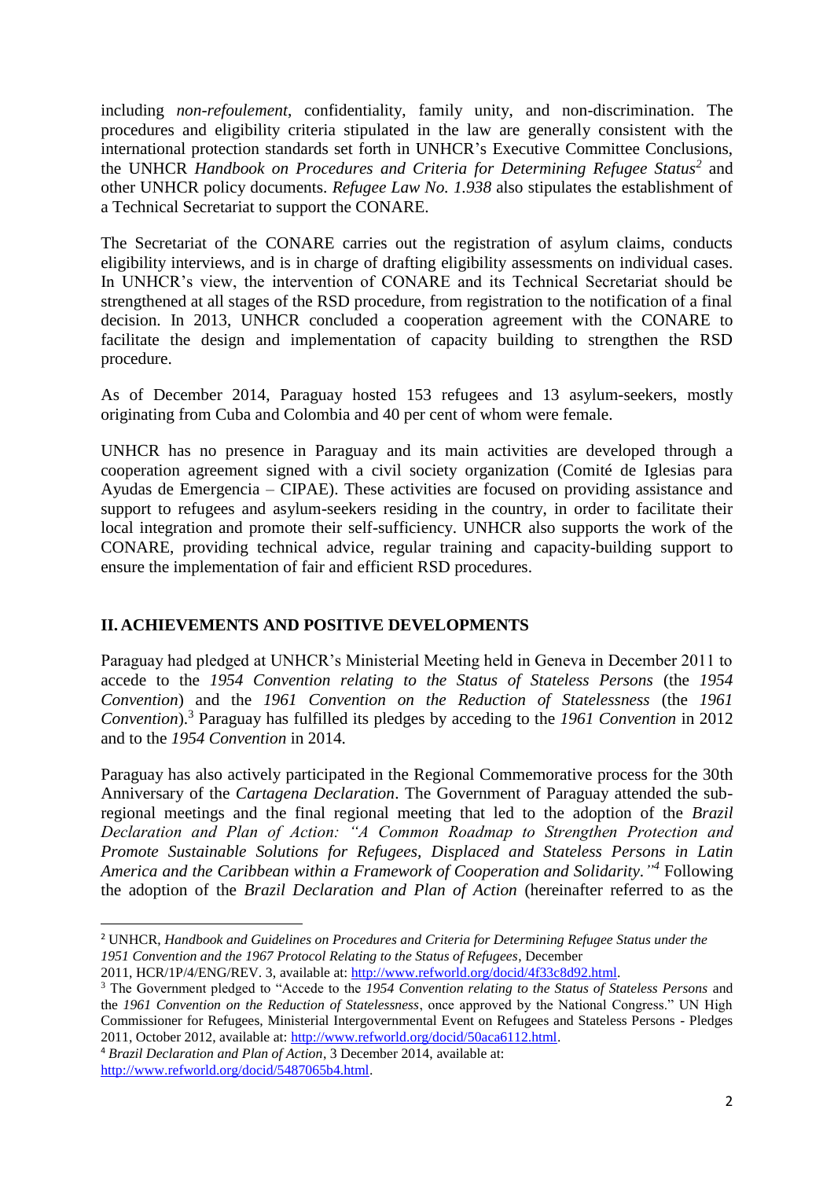including *non-refoulement*, confidentiality, family unity, and non-discrimination. The procedures and eligibility criteria stipulated in the law are generally consistent with the international protection standards set forth in UNHCR's Executive Committee Conclusions, the UNHCR *Handbook on Procedures and Criteria for Determining Refugee Status*[2] and other UNHCR policy documents. *Refugee Law No. 1.938* also stipulates the establishment of a Technical Secretariat to support the CONARE.

The Secretariat of the CONARE carries out the registration of asylum claims, conducts eligibility interviews, and is in charge of drafting eligibility assessments on individual cases. In UNHCR's view, the intervention of CONARE and its Technical Secretariat should be strengthened at all stages of the RSD procedure, from registration to the notification of a final decision. In 2013, UNHCR concluded a cooperation agreement with the CONARE to facilitate the design and implementation of capacity building to strengthen the RSD procedure.

As of December 2014, Paraguay hosted 153 refugees and 13 asylum-seekers, mostly originating from Cuba and Colombia and 40 per cent of whom were female.

UNHCR has no presence in Paraguay and its main activities are developed through a cooperation agreement signed with a civil society organization (Comité de Iglesias para Ayudas de Emergencia – CIPAE). These activities are focused on providing assistance and support to refugees and asylum-seekers residing in the country, in order to facilitate their local integration and promote their self-sufficiency. UNHCR also supports the work of the CONARE, providing technical advice, regular training and capacity-building support to ensure the implementation of fair and efficient RSD procedures.

## II. ACHIEVEMENTS AND POSITIVE DEVELOPMENTS

Paraguay had pledged at UNHCR's Ministerial Meeting held in Geneva in December 2011 to accede to the *1954 Convention relating to the Status of Stateless Persons* (the *1954 Convention*) and the *1961 Convention on the Reduction of Statelessness* (the *1961 Convention*).[3] Paraguay has fulfilled its pledges by acceding to the *1961 Convention* in 2012 and to the *1954 Convention* in 2014.

Paraguay has also actively participated in the Regional Commemorative process for the 30th Anniversary of the *Cartagena Declaration*. The Government of Paraguay attended the sub-regional meetings and the final regional meeting that led to the adoption of the *Brazil Declaration and Plan of Action: "A Common Roadmap to Strengthen Protection and Promote Sustainable Solutions for Refugees, Displaced and Stateless Persons in Latin America and the Caribbean within a Framework of Cooperation and Solidarity."*[4] Following the adoption of the *Brazil Declaration and Plan of Action* (hereinafter referred to as the

---

[2] UNHCR, *Handbook and Guidelines on Procedures and Criteria for Determining Refugee Status under the 1951 Convention and the 1967 Protocol Relating to the Status of Refugees*, December 2011, HCR/1P/4/ENG/REV. 3, available at: http://www.refworld.org/docid/4f33c8d92.html.

[3] The Government pledged to "Accede to the *1954 Convention relating to the Status of Stateless Persons* and the *1961 Convention on the Reduction of Statelessness*, once approved by the National Congress." UN High Commissioner for Refugees, Ministerial Intergovernmental Event on Refugees and Stateless Persons - Pledges 2011, October 2012, available at: http://www.refworld.org/docid/50aca6112.html.

[4] *Brazil Declaration and Plan of Action*, 3 December 2014, available at: http://www.refworld.org/docid/5487065b4.html.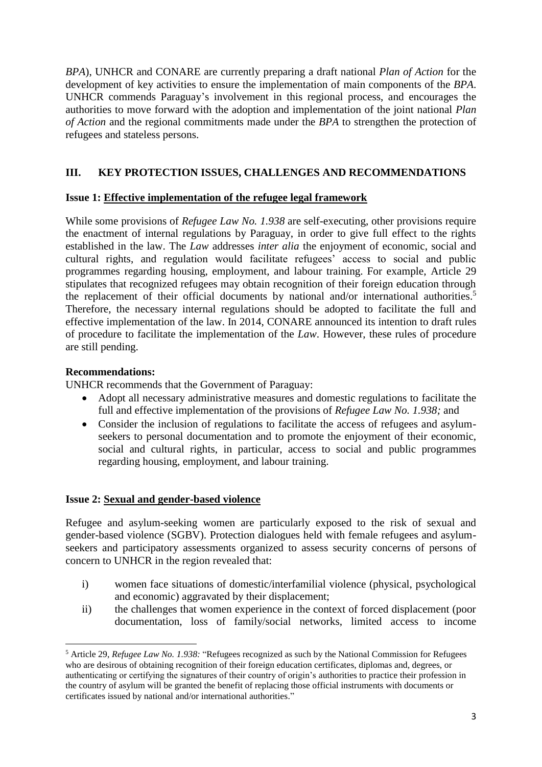*BPA*), UNHCR and CONARE are currently preparing a draft national *Plan of Action* for the development of key activities to ensure the implementation of main components of the *BPA*. UNHCR commends Paraguay's involvement in this regional process, and encourages the authorities to move forward with the adoption and implementation of the joint national *Plan of Action* and the regional commitments made under the *BPA* to strengthen the protection of refugees and stateless persons.

## III. KEY PROTECTION ISSUES, CHALLENGES AND RECOMMENDATIONS

### Issue 1: Effective implementation of the refugee legal framework

While some provisions of *Refugee Law No. 1.938* are self-executing, other provisions require the enactment of internal regulations by Paraguay, in order to give full effect to the rights established in the law. The *Law* addresses *inter alia* the enjoyment of economic, social and cultural rights, and regulation would facilitate refugees' access to social and public programmes regarding housing, employment, and labour training. For example, Article 29 stipulates that recognized refugees may obtain recognition of their foreign education through the replacement of their official documents by national and/or international authorities.[5] Therefore, the necessary internal regulations should be adopted to facilitate the full and effective implementation of the law. In 2014, CONARE announced its intention to draft rules of procedure to facilitate the implementation of the *Law*. However, these rules of procedure are still pending.

**Recommendations:**

UNHCR recommends that the Government of Paraguay:

- Adopt all necessary administrative measures and domestic regulations to facilitate the full and effective implementation of the provisions of *Refugee Law No. 1.938;* and
- Consider the inclusion of regulations to facilitate the access of refugees and asylum-seekers to personal documentation and to promote the enjoyment of their economic, social and cultural rights, in particular, access to social and public programmes regarding housing, employment, and labour training.

### Issue 2: Sexual and gender-based violence

Refugee and asylum-seeking women are particularly exposed to the risk of sexual and gender-based violence (SGBV). Protection dialogues held with female refugees and asylum-seekers and participatory assessments organized to assess security concerns of persons of concern to UNHCR in the region revealed that:

i) women face situations of domestic/interfamilial violence (physical, psychological and economic) aggravated by their displacement;

ii) the challenges that women experience in the context of forced displacement (poor documentation, loss of family/social networks, limited access to income

---

[5] Article 29, *Refugee Law No. 1.938:* "Refugees recognized as such by the National Commission for Refugees who are desirous of obtaining recognition of their foreign education certificates, diplomas and, degrees, or authenticating or certifying the signatures of their country of origin's authorities to practice their profession in the country of asylum will be granted the benefit of replacing those official instruments with documents or certificates issued by national and/or international authorities."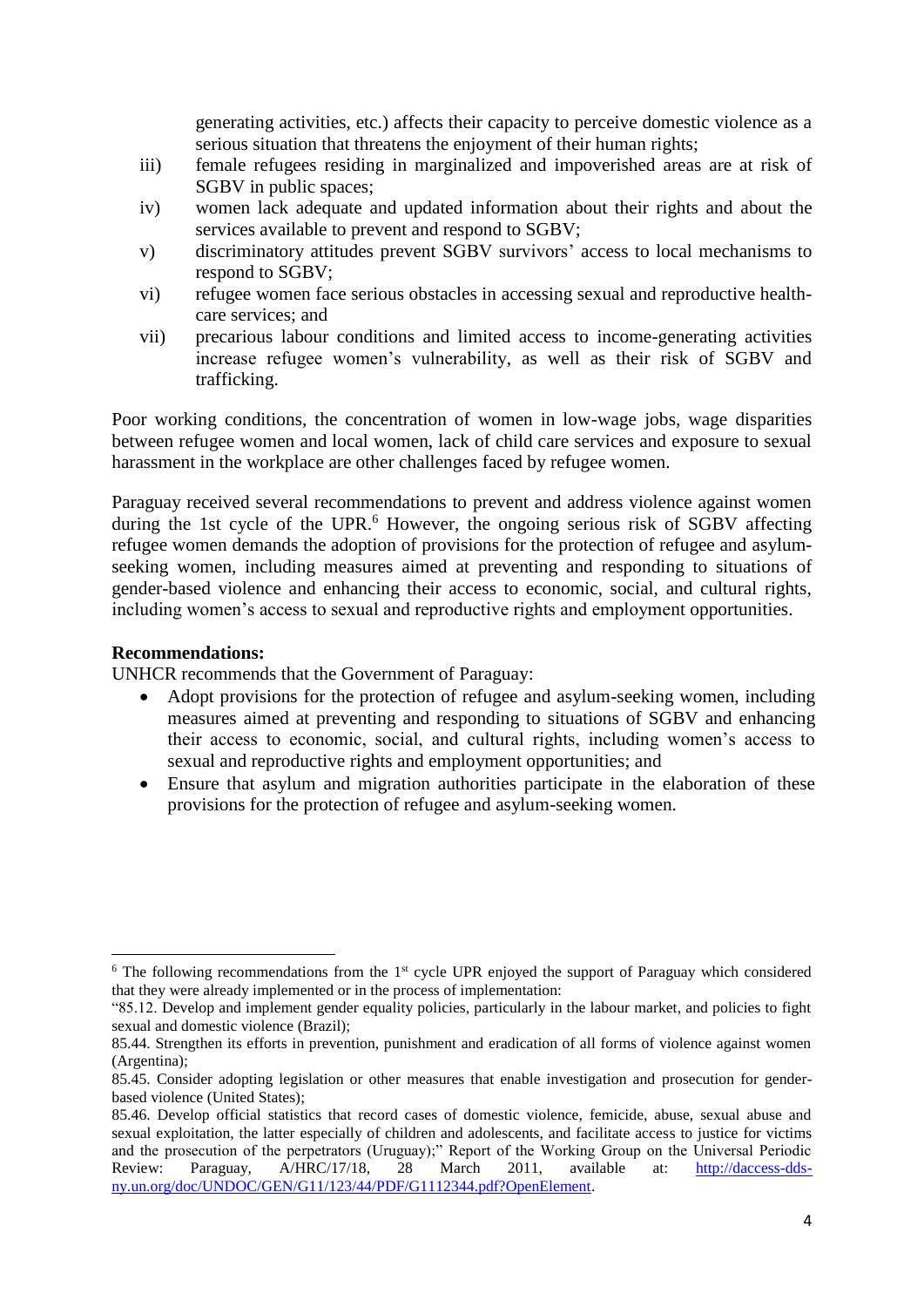generating activities, etc.) affects their capacity to perceive domestic violence as a serious situation that threatens the enjoyment of their human rights;

iii) female refugees residing in marginalized and impoverished areas are at risk of SGBV in public spaces;

iv) women lack adequate and updated information about their rights and about the services available to prevent and respond to SGBV;

v) discriminatory attitudes prevent SGBV survivors' access to local mechanisms to respond to SGBV;

vi) refugee women face serious obstacles in accessing sexual and reproductive health-care services; and

vii) precarious labour conditions and limited access to income-generating activities increase refugee women's vulnerability, as well as their risk of SGBV and trafficking.

Poor working conditions, the concentration of women in low-wage jobs, wage disparities between refugee women and local women, lack of child care services and exposure to sexual harassment in the workplace are other challenges faced by refugee women.

Paraguay received several recommendations to prevent and address violence against women during the 1st cycle of the UPR.[6] However, the ongoing serious risk of SGBV affecting refugee women demands the adoption of provisions for the protection of refugee and asylum-seeking women, including measures aimed at preventing and responding to situations of gender-based violence and enhancing their access to economic, social, and cultural rights, including women's access to sexual and reproductive rights and employment opportunities.

**Recommendations:**

UNHCR recommends that the Government of Paraguay:

- Adopt provisions for the protection of refugee and asylum-seeking women, including measures aimed at preventing and responding to situations of SGBV and enhancing their access to economic, social, and cultural rights, including women's access to sexual and reproductive rights and employment opportunities; and
- Ensure that asylum and migration authorities participate in the elaboration of these provisions for the protection of refugee and asylum-seeking women.

---

[6] The following recommendations from the 1st cycle UPR enjoyed the support of Paraguay which considered that they were already implemented or in the process of implementation:

"85.12. Develop and implement gender equality policies, particularly in the labour market, and policies to fight sexual and domestic violence (Brazil);

85.44. Strengthen its efforts in prevention, punishment and eradication of all forms of violence against women (Argentina);

85.45. Consider adopting legislation or other measures that enable investigation and prosecution for gender-based violence (United States);

85.46. Develop official statistics that record cases of domestic violence, femicide, abuse, sexual abuse and sexual exploitation, the latter especially of children and adolescents, and facilitate access to justice for victims and the prosecution of the perpetrators (Uruguay);" Report of the Working Group on the Universal Periodic Review: Paraguay, A/HRC/17/18, 28 March 2011, available at: http://daccess-dds-ny.un.org/doc/UNDOC/GEN/G11/123/44/PDF/G1112344.pdf?OpenElement.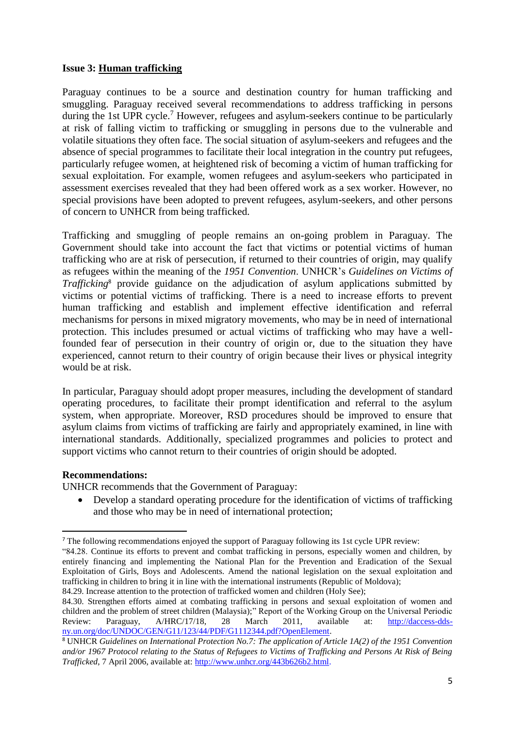**Issue 3: Human trafficking**

Paraguay continues to be a source and destination country for human trafficking and smuggling. Paraguay received several recommendations to address trafficking in persons during the 1st UPR cycle.[7] However, refugees and asylum-seekers continue to be particularly at risk of falling victim to trafficking or smuggling in persons due to the vulnerable and volatile situations they often face. The social situation of asylum-seekers and refugees and the absence of special programmes to facilitate their local integration in the country put refugees, particularly refugee women, at heightened risk of becoming a victim of human trafficking for sexual exploitation. For example, women refugees and asylum-seekers who participated in assessment exercises revealed that they had been offered work as a sex worker. However, no special provisions have been adopted to prevent refugees, asylum-seekers, and other persons of concern to UNHCR from being trafficked.

Trafficking and smuggling of people remains an on-going problem in Paraguay. The Government should take into account the fact that victims or potential victims of human trafficking who are at risk of persecution, if returned to their countries of origin, may qualify as refugees within the meaning of the *1951 Convention*. UNHCR's *Guidelines on Victims of Trafficking*[8] provide guidance on the adjudication of asylum applications submitted by victims or potential victims of trafficking. There is a need to increase efforts to prevent human trafficking and establish and implement effective identification and referral mechanisms for persons in mixed migratory movements, who may be in need of international protection. This includes presumed or actual victims of trafficking who may have a well-founded fear of persecution in their country of origin or, due to the situation they have experienced, cannot return to their country of origin because their lives or physical integrity would be at risk.

In particular, Paraguay should adopt proper measures, including the development of standard operating procedures, to facilitate their prompt identification and referral to the asylum system, when appropriate. Moreover, RSD procedures should be improved to ensure that asylum claims from victims of trafficking are fairly and appropriately examined, in line with international standards. Additionally, specialized programmes and policies to protect and support victims who cannot return to their countries of origin should be adopted.

**Recommendations:**

UNHCR recommends that the Government of Paraguay:

- Develop a standard operating procedure for the identification of victims of trafficking and those who may be in need of international protection;

---

[7] The following recommendations enjoyed the support of Paraguay following its 1st cycle UPR review:

"84.28. Continue its efforts to prevent and combat trafficking in persons, especially women and children, by entirely financing and implementing the National Plan for the Prevention and Eradication of the Sexual Exploitation of Girls, Boys and Adolescents. Amend the national legislation on the sexual exploitation and trafficking in children to bring it in line with the international instruments (Republic of Moldova);

84.29. Increase attention to the protection of trafficked women and children (Holy See);

84.30. Strengthen efforts aimed at combating trafficking in persons and sexual exploitation of women and children and the problem of street children (Malaysia);" Report of the Working Group on the Universal Periodic Review: Paraguay, A/HRC/17/18, 28 March 2011, available at: http://daccess-dds-ny.un.org/doc/UNDOC/GEN/G11/123/44/PDF/G1112344.pdf?OpenElement.

[8] UNHCR *Guidelines on International Protection No.7: The application of Article 1A(2) of the 1951 Convention and/or 1967 Protocol relating to the Status of Refugees to Victims of Trafficking and Persons At Risk of Being Trafficked*, 7 April 2006, available at: http://www.unhcr.org/443b626b2.html.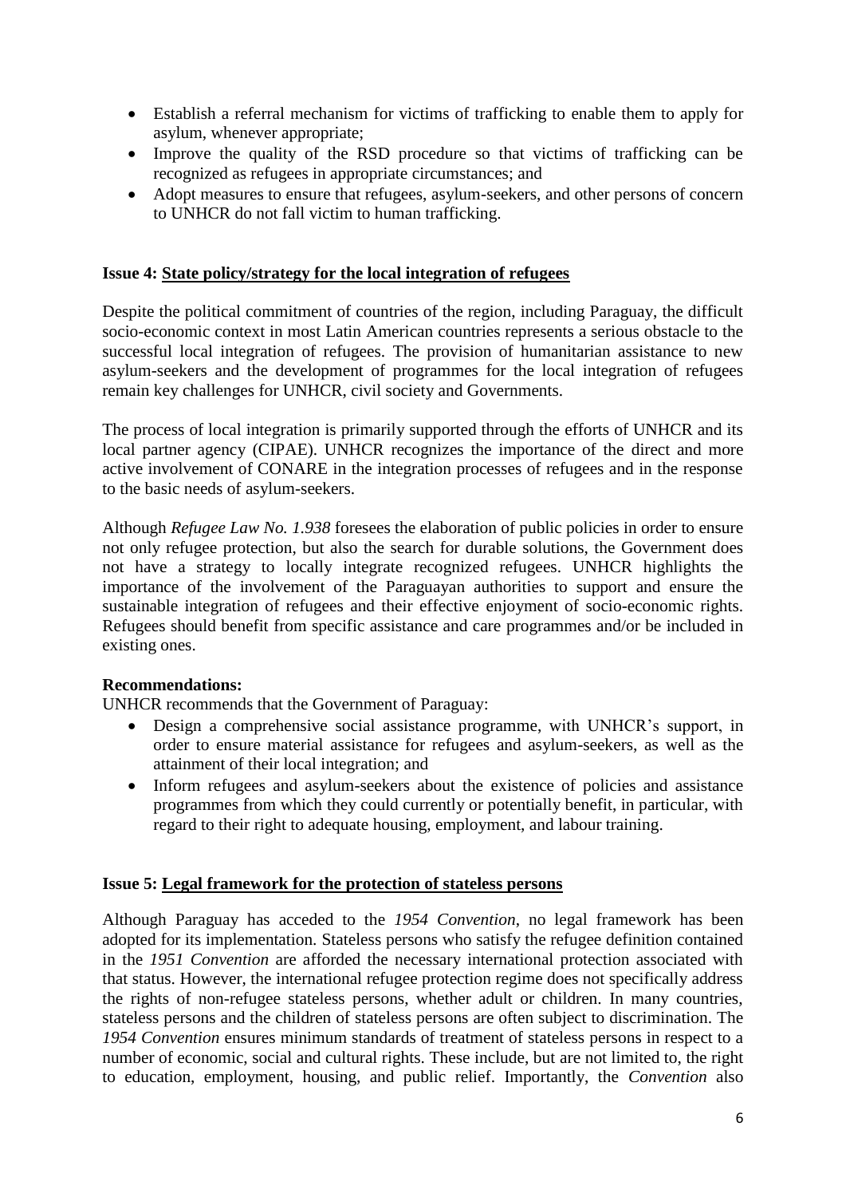- Establish a referral mechanism for victims of trafficking to enable them to apply for asylum, whenever appropriate;
- Improve the quality of the RSD procedure so that victims of trafficking can be recognized as refugees in appropriate circumstances; and
- Adopt measures to ensure that refugees, asylum-seekers, and other persons of concern to UNHCR do not fall victim to human trafficking.

**Issue 4: State policy/strategy for the local integration of refugees**

Despite the political commitment of countries of the region, including Paraguay, the difficult socio-economic context in most Latin American countries represents a serious obstacle to the successful local integration of refugees. The provision of humanitarian assistance to new asylum-seekers and the development of programmes for the local integration of refugees remain key challenges for UNHCR, civil society and Governments.

The process of local integration is primarily supported through the efforts of UNHCR and its local partner agency (CIPAE). UNHCR recognizes the importance of the direct and more active involvement of CONARE in the integration processes of refugees and in the response to the basic needs of asylum-seekers.

Although *Refugee Law No. 1.938* foresees the elaboration of public policies in order to ensure not only refugee protection, but also the search for durable solutions, the Government does not have a strategy to locally integrate recognized refugees. UNHCR highlights the importance of the involvement of the Paraguayan authorities to support and ensure the sustainable integration of refugees and their effective enjoyment of socio-economic rights. Refugees should benefit from specific assistance and care programmes and/or be included in existing ones.

**Recommendations:**

UNHCR recommends that the Government of Paraguay:

- Design a comprehensive social assistance programme, with UNHCR's support, in order to ensure material assistance for refugees and asylum-seekers, as well as the attainment of their local integration; and
- Inform refugees and asylum-seekers about the existence of policies and assistance programmes from which they could currently or potentially benefit, in particular, with regard to their right to adequate housing, employment, and labour training.

**Issue 5: Legal framework for the protection of stateless persons**

Although Paraguay has acceded to the *1954 Convention*, no legal framework has been adopted for its implementation. Stateless persons who satisfy the refugee definition contained in the *1951 Convention* are afforded the necessary international protection associated with that status. However, the international refugee protection regime does not specifically address the rights of non-refugee stateless persons, whether adult or children. In many countries, stateless persons and the children of stateless persons are often subject to discrimination. The *1954 Convention* ensures minimum standards of treatment of stateless persons in respect to a number of economic, social and cultural rights. These include, but are not limited to, the right to education, employment, housing, and public relief. Importantly, the *Convention* also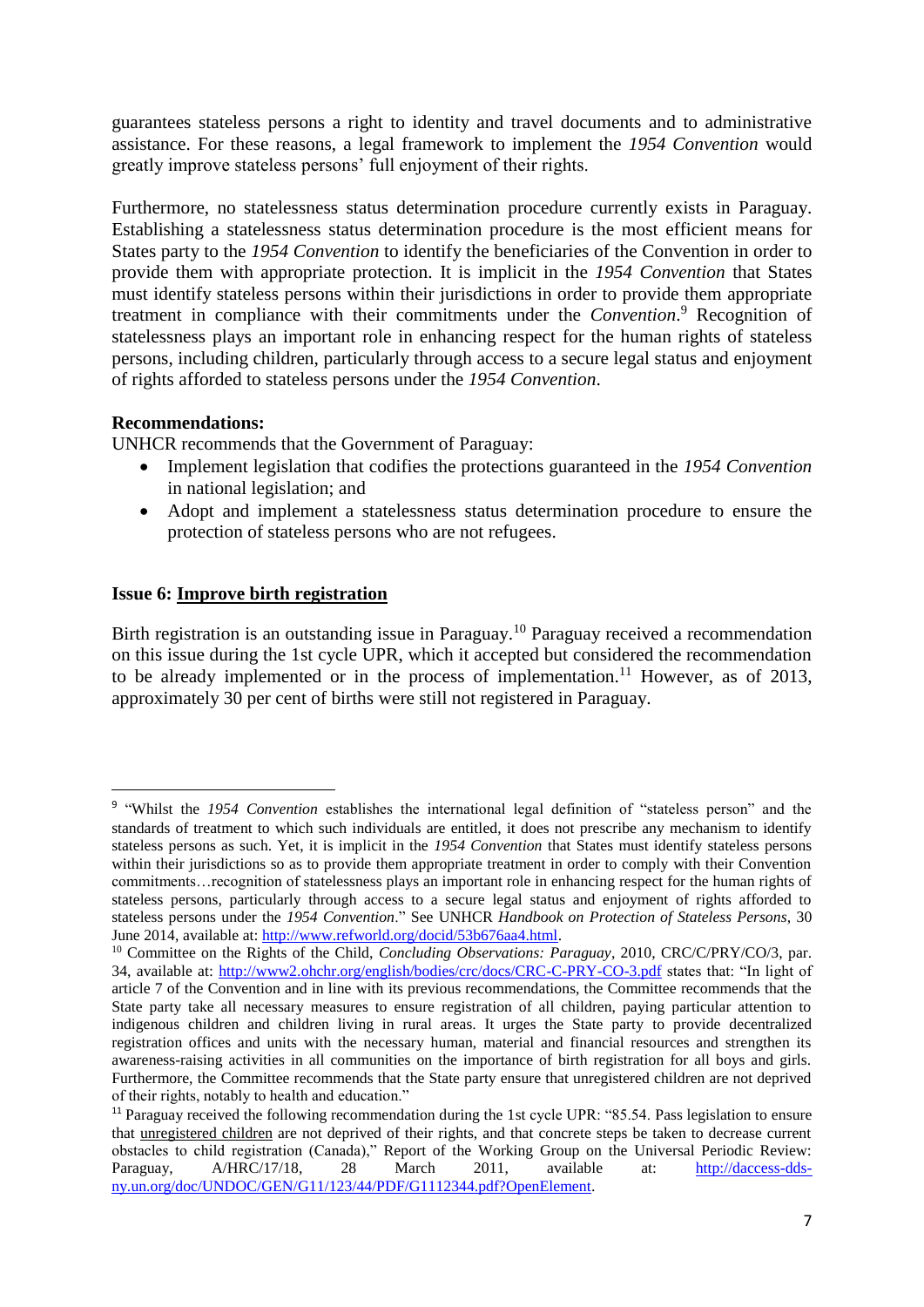guarantees stateless persons a right to identity and travel documents and to administrative assistance. For these reasons, a legal framework to implement the *1954 Convention* would greatly improve stateless persons' full enjoyment of their rights.

Furthermore, no statelessness status determination procedure currently exists in Paraguay. Establishing a statelessness status determination procedure is the most efficient means for States party to the *1954 Convention* to identify the beneficiaries of the Convention in order to provide them with appropriate protection. It is implicit in the *1954 Convention* that States must identify stateless persons within their jurisdictions in order to provide them appropriate treatment in compliance with their commitments under the *Convention*.[9] Recognition of statelessness plays an important role in enhancing respect for the human rights of stateless persons, including children, particularly through access to a secure legal status and enjoyment of rights afforded to stateless persons under the *1954 Convention*.

**Recommendations:**

UNHCR recommends that the Government of Paraguay:

- Implement legislation that codifies the protections guaranteed in the *1954 Convention* in national legislation; and
- Adopt and implement a statelessness status determination procedure to ensure the protection of stateless persons who are not refugees.

### Issue 6: <u>Improve birth registration</u>

Birth registration is an outstanding issue in Paraguay.[10] Paraguay received a recommendation on this issue during the 1st cycle UPR, which it accepted but considered the recommendation to be already implemented or in the process of implementation.[11] However, as of 2013, approximately 30 per cent of births were still not registered in Paraguay.

---

[9] "Whilst the *1954 Convention* establishes the international legal definition of "stateless person" and the standards of treatment to which such individuals are entitled, it does not prescribe any mechanism to identify stateless persons as such. Yet, it is implicit in the *1954 Convention* that States must identify stateless persons within their jurisdictions so as to provide them appropriate treatment in order to comply with their Convention commitments…recognition of statelessness plays an important role in enhancing respect for the human rights of stateless persons, particularly through access to a secure legal status and enjoyment of rights afforded to stateless persons under the *1954 Convention*." See UNHCR *Handbook on Protection of Stateless Persons*, 30 June 2014, available at: http://www.refworld.org/docid/53b676aa4.html.

[10] Committee on the Rights of the Child, *Concluding Observations: Paraguay*, 2010, CRC/C/PRY/CO/3, par. 34, available at: http://www2.ohchr.org/english/bodies/crc/docs/CRC-C-PRY-CO-3.pdf states that: "In light of article 7 of the Convention and in line with its previous recommendations, the Committee recommends that the State party take all necessary measures to ensure registration of all children, paying particular attention to indigenous children and children living in rural areas. It urges the State party to provide decentralized registration offices and units with the necessary human, material and financial resources and strengthen its awareness-raising activities in all communities on the importance of birth registration for all boys and girls. Furthermore, the Committee recommends that the State party ensure that unregistered children are not deprived of their rights, notably to health and education."

[11] Paraguay received the following recommendation during the 1st cycle UPR: "85.54. Pass legislation to ensure that <u>unregistered children</u> are not deprived of their rights, and that concrete steps be taken to decrease current obstacles to child registration (Canada)," Report of the Working Group on the Universal Periodic Review: Paraguay, A/HRC/17/18, 28 March 2011, available at: http://daccess-dds-ny.un.org/doc/UNDOC/GEN/G11/123/44/PDF/G1112344.pdf?OpenElement.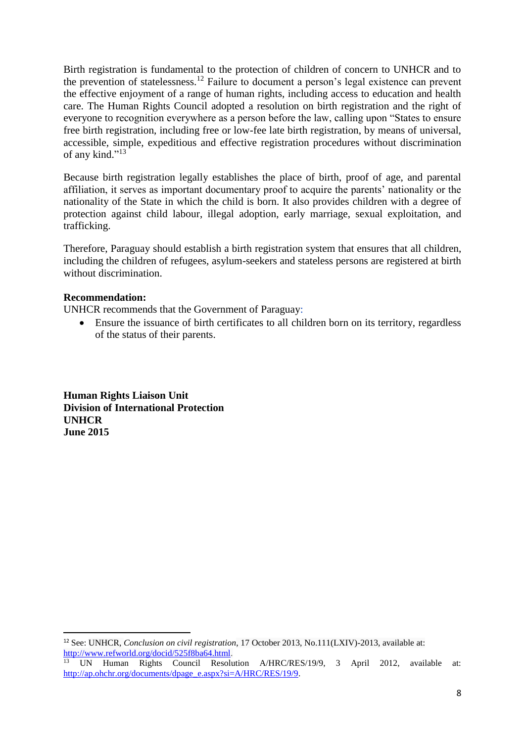Birth registration is fundamental to the protection of children of concern to UNHCR and to the prevention of statelessness.[12] Failure to document a person's legal existence can prevent the effective enjoyment of a range of human rights, including access to education and health care. The Human Rights Council adopted a resolution on birth registration and the right of everyone to recognition everywhere as a person before the law, calling upon "States to ensure free birth registration, including free or low-fee late birth registration, by means of universal, accessible, simple, expeditious and effective registration procedures without discrimination of any kind."[13]

Because birth registration legally establishes the place of birth, proof of age, and parental affiliation, it serves as important documentary proof to acquire the parents' nationality or the nationality of the State in which the child is born. It also provides children with a degree of protection against child labour, illegal adoption, early marriage, sexual exploitation, and trafficking.

Therefore, Paraguay should establish a birth registration system that ensures that all children, including the children of refugees, asylum-seekers and stateless persons are registered at birth without discrimination.

**Recommendation:**

UNHCR recommends that the Government of Paraguay:

- Ensure the issuance of birth certificates to all children born on its territory, regardless of the status of their parents.

**Human Rights Liaison Unit**
**Division of International Protection**
**UNHCR**
**June 2015**

---

[12] See: UNHCR, *Conclusion on civil registration*, 17 October 2013, No.111(LXIV)-2013, available at: http://www.refworld.org/docid/525f8ba64.html.

[13] UN Human Rights Council Resolution A/HRC/RES/19/9, 3 April 2012, available at: http://ap.ohchr.org/documents/dpage_e.aspx?si=A/HRC/RES/19/9.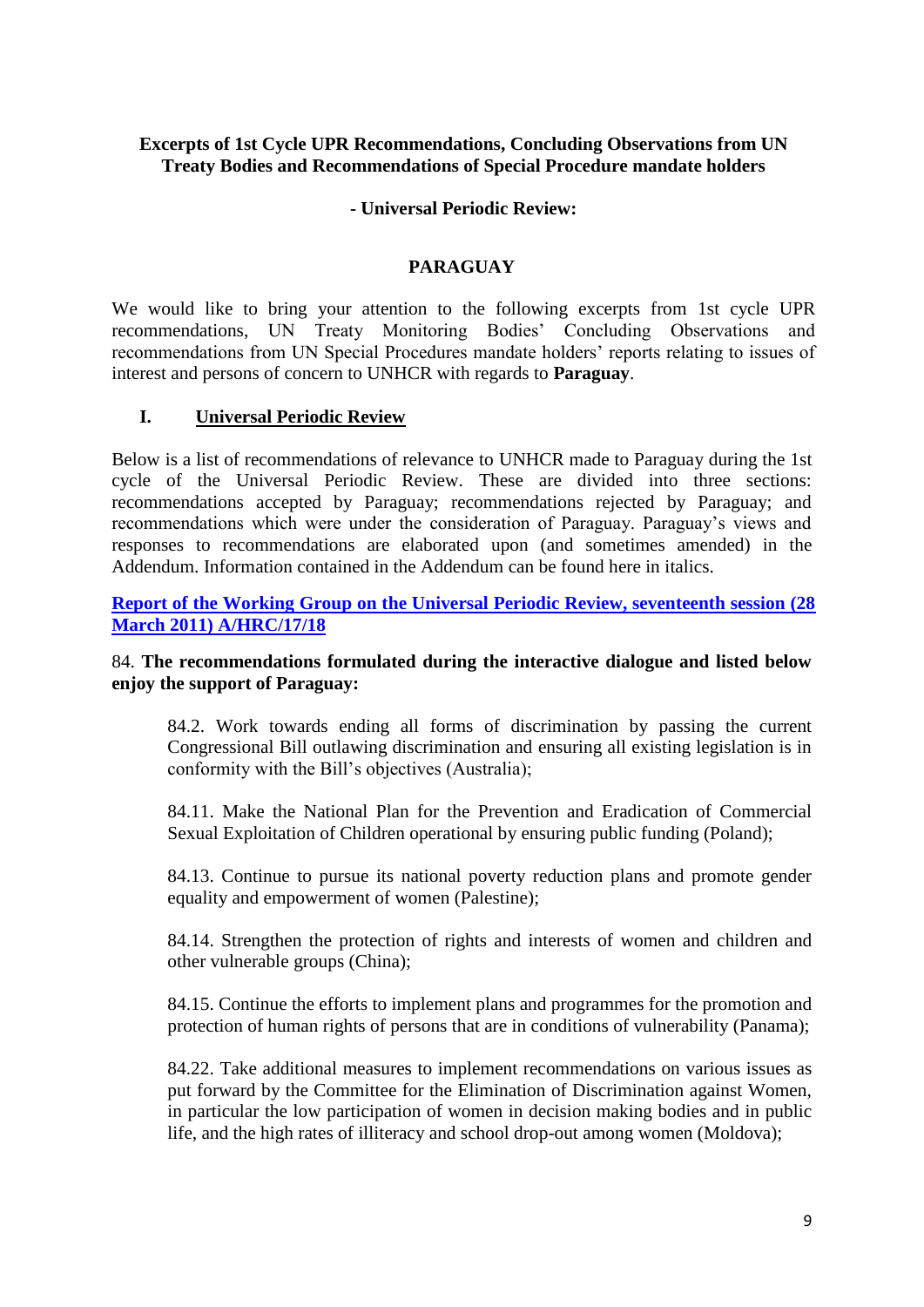**Excerpts of 1st Cycle UPR Recommendations, Concluding Observations from UN Treaty Bodies and Recommendations of Special Procedure mandate holders**

**- Universal Periodic Review:**

**PARAGUAY**

We would like to bring your attention to the following excerpts from 1st cycle UPR recommendations, UN Treaty Monitoring Bodies' Concluding Observations and recommendations from UN Special Procedures mandate holders' reports relating to issues of interest and persons of concern to UNHCR with regards to **Paraguay**.

## I. Universal Periodic Review

Below is a list of recommendations of relevance to UNHCR made to Paraguay during the 1st cycle of the Universal Periodic Review. These are divided into three sections: recommendations accepted by Paraguay; recommendations rejected by Paraguay; and recommendations which were under the consideration of Paraguay. Paraguay's views and responses to recommendations are elaborated upon (and sometimes amended) in the Addendum. Information contained in the Addendum can be found here in italics.

**Report of the Working Group on the Universal Periodic Review, seventeenth session (28 March 2011) A/HRC/17/18**

84. **The recommendations formulated during the interactive dialogue and listed below enjoy the support of Paraguay:**

> 84.2. Work towards ending all forms of discrimination by passing the current Congressional Bill outlawing discrimination and ensuring all existing legislation is in conformity with the Bill's objectives (Australia);
>
> 84.11. Make the National Plan for the Prevention and Eradication of Commercial Sexual Exploitation of Children operational by ensuring public funding (Poland);
>
> 84.13. Continue to pursue its national poverty reduction plans and promote gender equality and empowerment of women (Palestine);
>
> 84.14. Strengthen the protection of rights and interests of women and children and other vulnerable groups (China);
>
> 84.15. Continue the efforts to implement plans and programmes for the promotion and protection of human rights of persons that are in conditions of vulnerability (Panama);
>
> 84.22. Take additional measures to implement recommendations on various issues as put forward by the Committee for the Elimination of Discrimination against Women, in particular the low participation of women in decision making bodies and in public life, and the high rates of illiteracy and school drop-out among women (Moldova);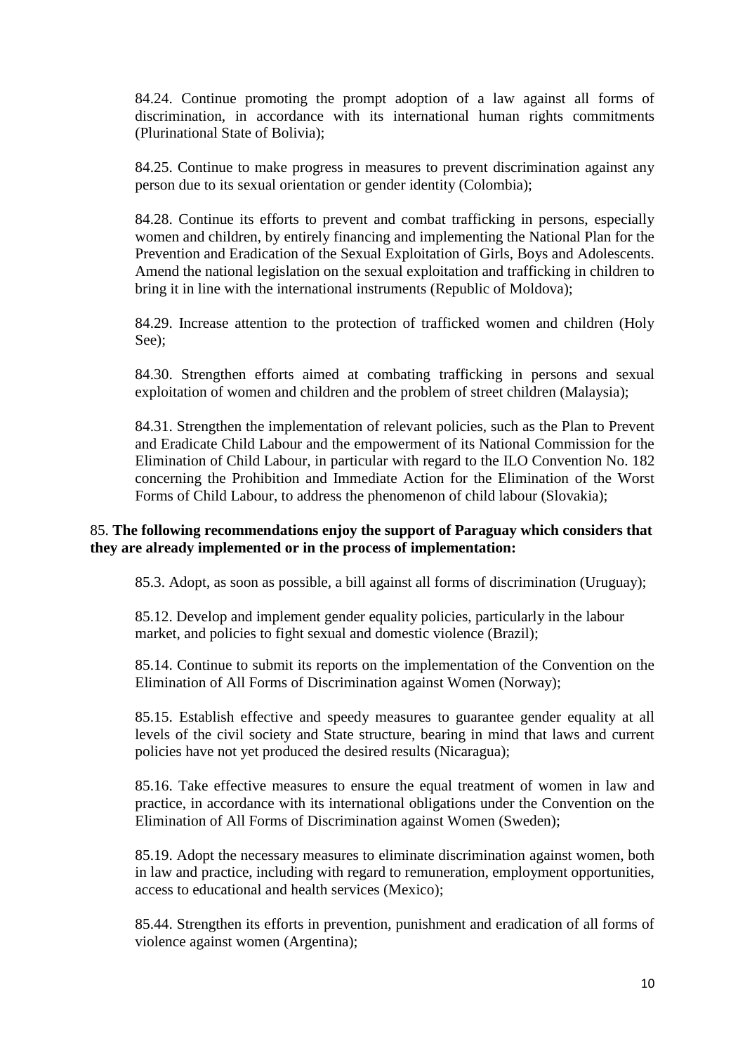84.24. Continue promoting the prompt adoption of a law against all forms of discrimination, in accordance with its international human rights commitments (Plurinational State of Bolivia);

84.25. Continue to make progress in measures to prevent discrimination against any person due to its sexual orientation or gender identity (Colombia);

84.28. Continue its efforts to prevent and combat trafficking in persons, especially women and children, by entirely financing and implementing the National Plan for the Prevention and Eradication of the Sexual Exploitation of Girls, Boys and Adolescents. Amend the national legislation on the sexual exploitation and trafficking in children to bring it in line with the international instruments (Republic of Moldova);

84.29. Increase attention to the protection of trafficked women and children (Holy See);

84.30. Strengthen efforts aimed at combating trafficking in persons and sexual exploitation of women and children and the problem of street children (Malaysia);

84.31. Strengthen the implementation of relevant policies, such as the Plan to Prevent and Eradicate Child Labour and the empowerment of its National Commission for the Elimination of Child Labour, in particular with regard to the ILO Convention No. 182 concerning the Prohibition and Immediate Action for the Elimination of the Worst Forms of Child Labour, to address the phenomenon of child labour (Slovakia);

85. **The following recommendations enjoy the support of Paraguay which considers that they are already implemented or in the process of implementation:**

85.3. Adopt, as soon as possible, a bill against all forms of discrimination (Uruguay);

85.12. Develop and implement gender equality policies, particularly in the labour market, and policies to fight sexual and domestic violence (Brazil);

85.14. Continue to submit its reports on the implementation of the Convention on the Elimination of All Forms of Discrimination against Women (Norway);

85.15. Establish effective and speedy measures to guarantee gender equality at all levels of the civil society and State structure, bearing in mind that laws and current policies have not yet produced the desired results (Nicaragua);

85.16. Take effective measures to ensure the equal treatment of women in law and practice, in accordance with its international obligations under the Convention on the Elimination of All Forms of Discrimination against Women (Sweden);

85.19. Adopt the necessary measures to eliminate discrimination against women, both in law and practice, including with regard to remuneration, employment opportunities, access to educational and health services (Mexico);

85.44. Strengthen its efforts in prevention, punishment and eradication of all forms of violence against women (Argentina);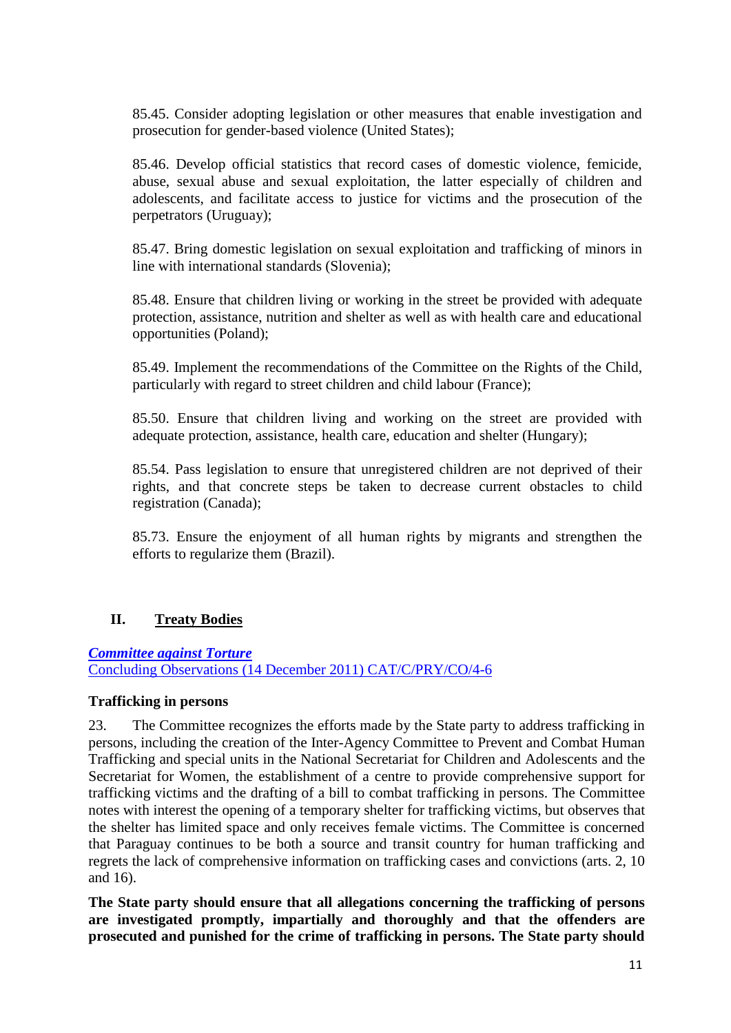85.45. Consider adopting legislation or other measures that enable investigation and prosecution for gender-based violence (United States);

85.46. Develop official statistics that record cases of domestic violence, femicide, abuse, sexual abuse and sexual exploitation, the latter especially of children and adolescents, and facilitate access to justice for victims and the prosecution of the perpetrators (Uruguay);

85.47. Bring domestic legislation on sexual exploitation and trafficking of minors in line with international standards (Slovenia);

85.48. Ensure that children living or working in the street be provided with adequate protection, assistance, nutrition and shelter as well as with health care and educational opportunities (Poland);

85.49. Implement the recommendations of the Committee on the Rights of the Child, particularly with regard to street children and child labour (France);

85.50. Ensure that children living and working on the street are provided with adequate protection, assistance, health care, education and shelter (Hungary);

85.54. Pass legislation to ensure that unregistered children are not deprived of their rights, and that concrete steps be taken to decrease current obstacles to child registration (Canada);

85.73. Ensure the enjoyment of all human rights by migrants and strengthen the efforts to regularize them (Brazil).

## II. Treaty Bodies

***Committee against Torture***
Concluding Observations (14 December 2011) CAT/C/PRY/CO/4-6

**Trafficking in persons**

23. The Committee recognizes the efforts made by the State party to address trafficking in persons, including the creation of the Inter-Agency Committee to Prevent and Combat Human Trafficking and special units in the National Secretariat for Children and Adolescents and the Secretariat for Women, the establishment of a centre to provide comprehensive support for trafficking victims and the drafting of a bill to combat trafficking in persons. The Committee notes with interest the opening of a temporary shelter for trafficking victims, but observes that the shelter has limited space and only receives female victims. The Committee is concerned that Paraguay continues to be both a source and transit country for human trafficking and regrets the lack of comprehensive information on trafficking cases and convictions (arts. 2, 10 and 16).

**The State party should ensure that all allegations concerning the trafficking of persons are investigated promptly, impartially and thoroughly and that the offenders are prosecuted and punished for the crime of trafficking in persons. The State party should**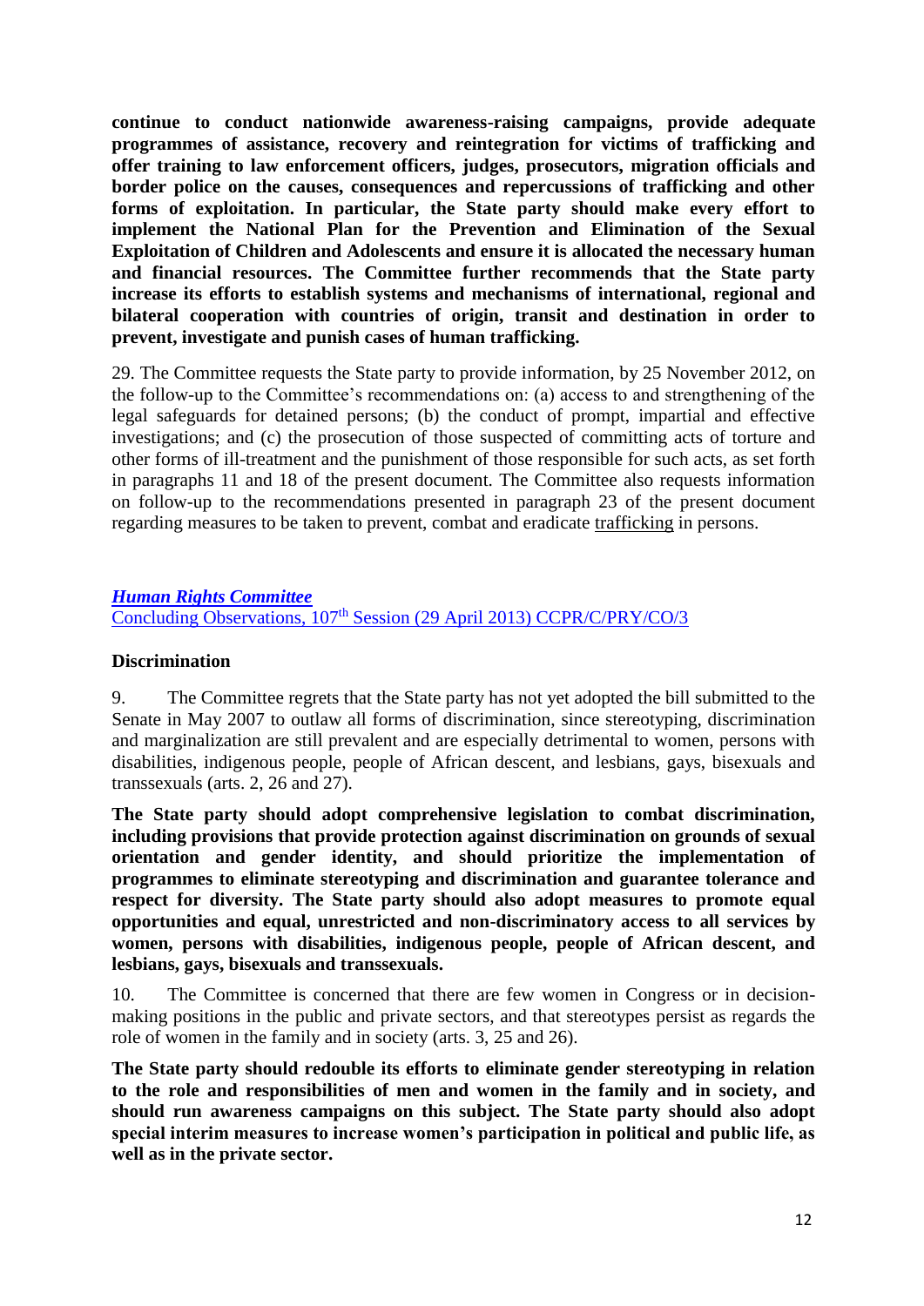**continue to conduct nationwide awareness-raising campaigns, provide adequate programmes of assistance, recovery and reintegration for victims of trafficking and offer training to law enforcement officers, judges, prosecutors, migration officials and border police on the causes, consequences and repercussions of trafficking and other forms of exploitation. In particular, the State party should make every effort to implement the National Plan for the Prevention and Elimination of the Sexual Exploitation of Children and Adolescents and ensure it is allocated the necessary human and financial resources. The Committee further recommends that the State party increase its efforts to establish systems and mechanisms of international, regional and bilateral cooperation with countries of origin, transit and destination in order to prevent, investigate and punish cases of human trafficking.**

29. The Committee requests the State party to provide information, by 25 November 2012, on the follow-up to the Committee's recommendations on: (a) access to and strengthening of the legal safeguards for detained persons; (b) the conduct of prompt, impartial and effective investigations; and (c) the prosecution of those suspected of committing acts of torture and other forms of ill-treatment and the punishment of those responsible for such acts, as set forth in paragraphs 11 and 18 of the present document. The Committee also requests information on follow-up to the recommendations presented in paragraph 23 of the present document regarding measures to be taken to prevent, combat and eradicate trafficking in persons.

***Human Rights Committee***
Concluding Observations, 107th Session (29 April 2013) CCPR/C/PRY/CO/3

**Discrimination**

9. The Committee regrets that the State party has not yet adopted the bill submitted to the Senate in May 2007 to outlaw all forms of discrimination, since stereotyping, discrimination and marginalization are still prevalent and are especially detrimental to women, persons with disabilities, indigenous people, people of African descent, and lesbians, gays, bisexuals and transsexuals (arts. 2, 26 and 27).

**The State party should adopt comprehensive legislation to combat discrimination, including provisions that provide protection against discrimination on grounds of sexual orientation and gender identity, and should prioritize the implementation of programmes to eliminate stereotyping and discrimination and guarantee tolerance and respect for diversity. The State party should also adopt measures to promote equal opportunities and equal, unrestricted and non-discriminatory access to all services by women, persons with disabilities, indigenous people, people of African descent, and lesbians, gays, bisexuals and transsexuals.**

10. The Committee is concerned that there are few women in Congress or in decision-making positions in the public and private sectors, and that stereotypes persist as regards the role of women in the family and in society (arts. 3, 25 and 26).

**The State party should redouble its efforts to eliminate gender stereotyping in relation to the role and responsibilities of men and women in the family and in society, and should run awareness campaigns on this subject. The State party should also adopt special interim measures to increase women's participation in political and public life, as well as in the private sector.**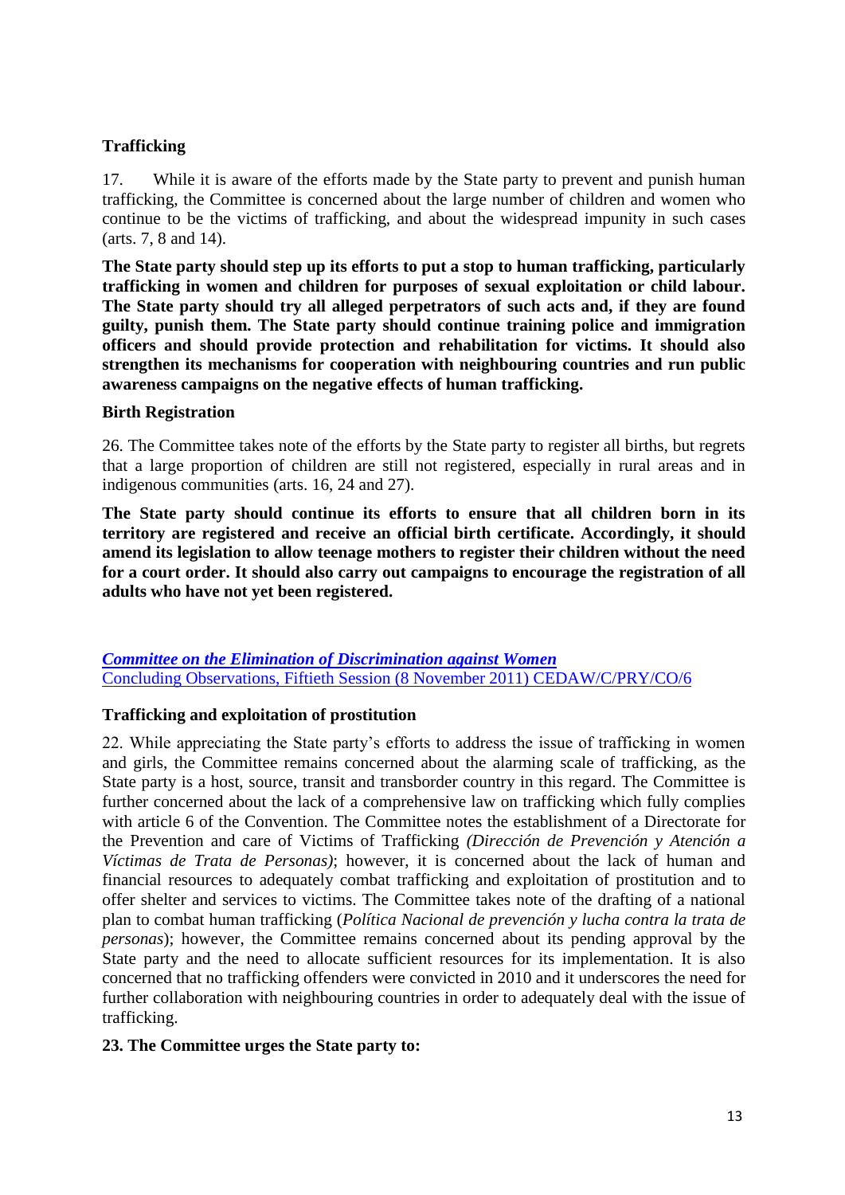**Trafficking**

17. While it is aware of the efforts made by the State party to prevent and punish human trafficking, the Committee is concerned about the large number of children and women who continue to be the victims of trafficking, and about the widespread impunity in such cases (arts. 7, 8 and 14).

**The State party should step up its efforts to put a stop to human trafficking, particularly trafficking in women and children for purposes of sexual exploitation or child labour. The State party should try all alleged perpetrators of such acts and, if they are found guilty, punish them. The State party should continue training police and immigration officers and should provide protection and rehabilitation for victims. It should also strengthen its mechanisms for cooperation with neighbouring countries and run public awareness campaigns on the negative effects of human trafficking.**

**Birth Registration**

26. The Committee takes note of the efforts by the State party to register all births, but regrets that a large proportion of children are still not registered, especially in rural areas and in indigenous communities (arts. 16, 24 and 27).

**The State party should continue its efforts to ensure that all children born in its territory are registered and receive an official birth certificate. Accordingly, it should amend its legislation to allow teenage mothers to register their children without the need for a court order. It should also carry out campaigns to encourage the registration of all adults who have not yet been registered.**

***Committee on the Elimination of Discrimination against Women***
Concluding Observations, Fiftieth Session (8 November 2011) CEDAW/C/PRY/CO/6

**Trafficking and exploitation of prostitution**

22. While appreciating the State party's efforts to address the issue of trafficking in women and girls, the Committee remains concerned about the alarming scale of trafficking, as the State party is a host, source, transit and transborder country in this regard. The Committee is further concerned about the lack of a comprehensive law on trafficking which fully complies with article 6 of the Convention. The Committee notes the establishment of a Directorate for the Prevention and care of Victims of Trafficking *(Dirección de Prevención y Atención a Víctimas de Trata de Personas)*; however, it is concerned about the lack of human and financial resources to adequately combat trafficking and exploitation of prostitution and to offer shelter and services to victims. The Committee takes note of the drafting of a national plan to combat human trafficking (*Política Nacional de prevención y lucha contra la trata de personas*); however, the Committee remains concerned about its pending approval by the State party and the need to allocate sufficient resources for its implementation. It is also concerned that no trafficking offenders were convicted in 2010 and it underscores the need for further collaboration with neighbouring countries in order to adequately deal with the issue of trafficking.

**23. The Committee urges the State party to:**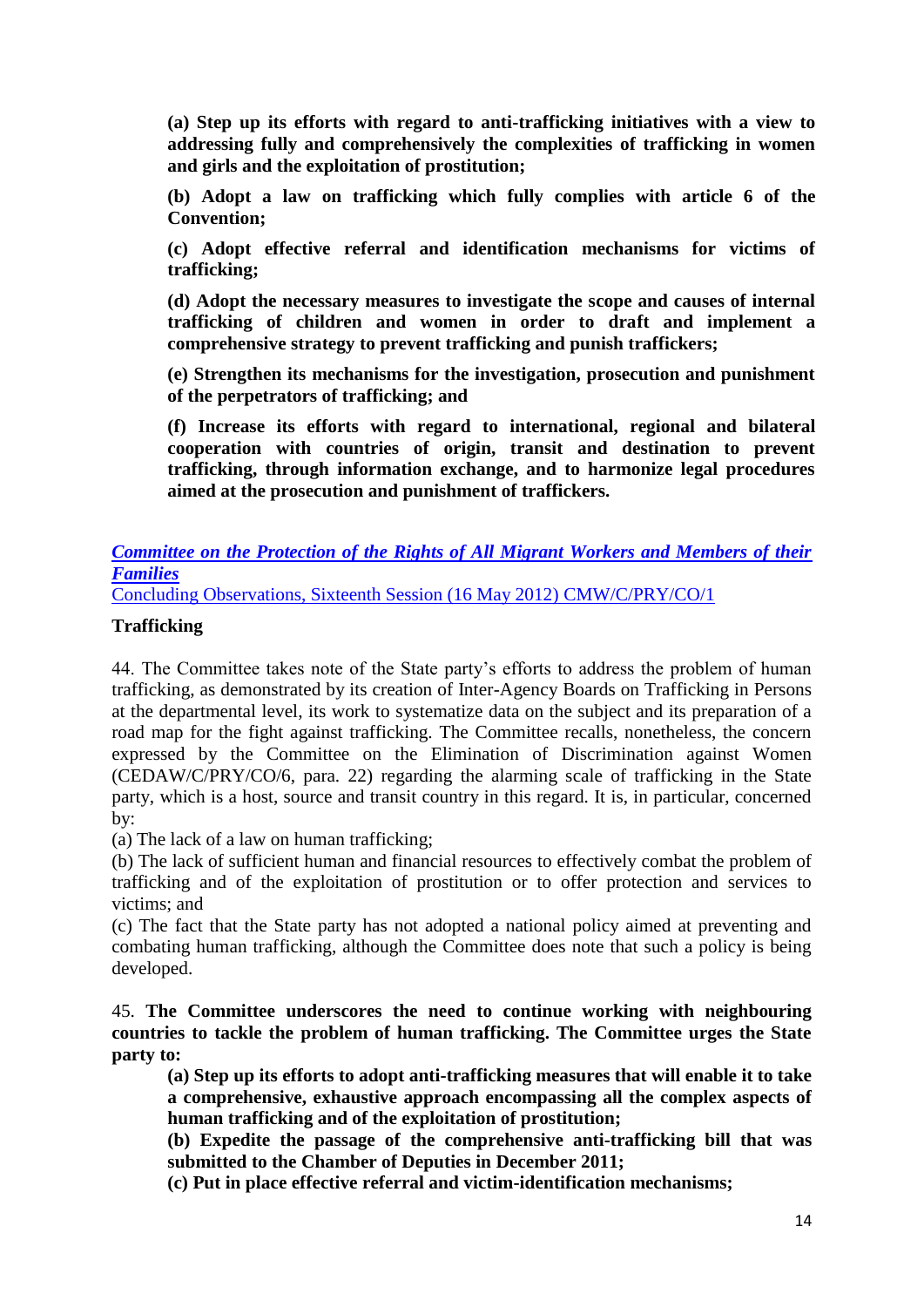**(a) Step up its efforts with regard to anti-trafficking initiatives with a view to addressing fully and comprehensively the complexities of trafficking in women and girls and the exploitation of prostitution;**

**(b) Adopt a law on trafficking which fully complies with article 6 of the Convention;**

**(c) Adopt effective referral and identification mechanisms for victims of trafficking;**

**(d) Adopt the necessary measures to investigate the scope and causes of internal trafficking of children and women in order to draft and implement a comprehensive strategy to prevent trafficking and punish traffickers;**

**(e) Strengthen its mechanisms for the investigation, prosecution and punishment of the perpetrators of trafficking; and**

**(f) Increase its efforts with regard to international, regional and bilateral cooperation with countries of origin, transit and destination to prevent trafficking, through information exchange, and to harmonize legal procedures aimed at the prosecution and punishment of traffickers.**

***Committee on the Protection of the Rights of All Migrant Workers and Members of their Families***

Concluding Observations, Sixteenth Session (16 May 2012) CMW/C/PRY/CO/1

**Trafficking**

44. The Committee takes note of the State party's efforts to address the problem of human trafficking, as demonstrated by its creation of Inter-Agency Boards on Trafficking in Persons at the departmental level, its work to systematize data on the subject and its preparation of a road map for the fight against trafficking. The Committee recalls, nonetheless, the concern expressed by the Committee on the Elimination of Discrimination against Women (CEDAW/C/PRY/CO/6, para. 22) regarding the alarming scale of trafficking in the State party, which is a host, source and transit country in this regard. It is, in particular, concerned by:

(a) The lack of a law on human trafficking;

(b) The lack of sufficient human and financial resources to effectively combat the problem of trafficking and of the exploitation of prostitution or to offer protection and services to victims; and

(c) The fact that the State party has not adopted a national policy aimed at preventing and combating human trafficking, although the Committee does note that such a policy is being developed.

45. **The Committee underscores the need to continue working with neighbouring countries to tackle the problem of human trafficking. The Committee urges the State party to:**

**(a) Step up its efforts to adopt anti-trafficking measures that will enable it to take a comprehensive, exhaustive approach encompassing all the complex aspects of human trafficking and of the exploitation of prostitution;**

**(b) Expedite the passage of the comprehensive anti-trafficking bill that was submitted to the Chamber of Deputies in December 2011;**

**(c) Put in place effective referral and victim-identification mechanisms;**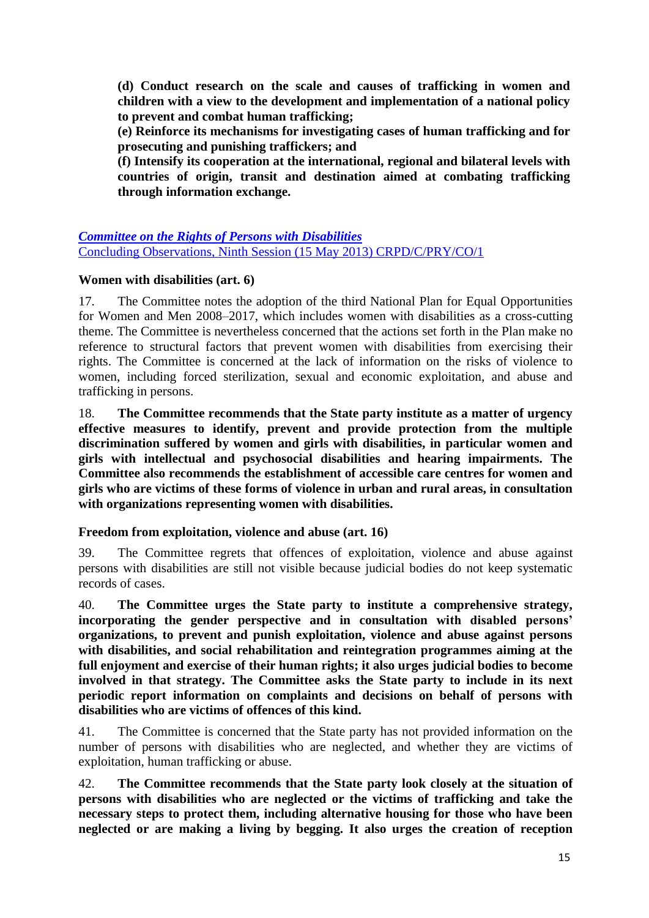**(d) Conduct research on the scale and causes of trafficking in women and children with a view to the development and implementation of a national policy to prevent and combat human trafficking;**

**(e) Reinforce its mechanisms for investigating cases of human trafficking and for prosecuting and punishing traffickers; and**

**(f) Intensify its cooperation at the international, regional and bilateral levels with countries of origin, transit and destination aimed at combating trafficking through information exchange.**

***Committee on the Rights of Persons with Disabilities***
Concluding Observations, Ninth Session (15 May 2013) CRPD/C/PRY/CO/1

**Women with disabilities (art. 6)**

17. The Committee notes the adoption of the third National Plan for Equal Opportunities for Women and Men 2008–2017, which includes women with disabilities as a cross-cutting theme. The Committee is nevertheless concerned that the actions set forth in the Plan make no reference to structural factors that prevent women with disabilities from exercising their rights. The Committee is concerned at the lack of information on the risks of violence to women, including forced sterilization, sexual and economic exploitation, and abuse and trafficking in persons.

18. **The Committee recommends that the State party institute as a matter of urgency effective measures to identify, prevent and provide protection from the multiple discrimination suffered by women and girls with disabilities, in particular women and girls with intellectual and psychosocial disabilities and hearing impairments. The Committee also recommends the establishment of accessible care centres for women and girls who are victims of these forms of violence in urban and rural areas, in consultation with organizations representing women with disabilities.**

**Freedom from exploitation, violence and abuse (art. 16)**

39. The Committee regrets that offences of exploitation, violence and abuse against persons with disabilities are still not visible because judicial bodies do not keep systematic records of cases.

40. **The Committee urges the State party to institute a comprehensive strategy, incorporating the gender perspective and in consultation with disabled persons' organizations, to prevent and punish exploitation, violence and abuse against persons with disabilities, and social rehabilitation and reintegration programmes aiming at the full enjoyment and exercise of their human rights; it also urges judicial bodies to become involved in that strategy. The Committee asks the State party to include in its next periodic report information on complaints and decisions on behalf of persons with disabilities who are victims of offences of this kind.**

41. The Committee is concerned that the State party has not provided information on the number of persons with disabilities who are neglected, and whether they are victims of exploitation, human trafficking or abuse.

42. **The Committee recommends that the State party look closely at the situation of persons with disabilities who are neglected or the victims of trafficking and take the necessary steps to protect them, including alternative housing for those who have been neglected or are making a living by begging. It also urges the creation of reception**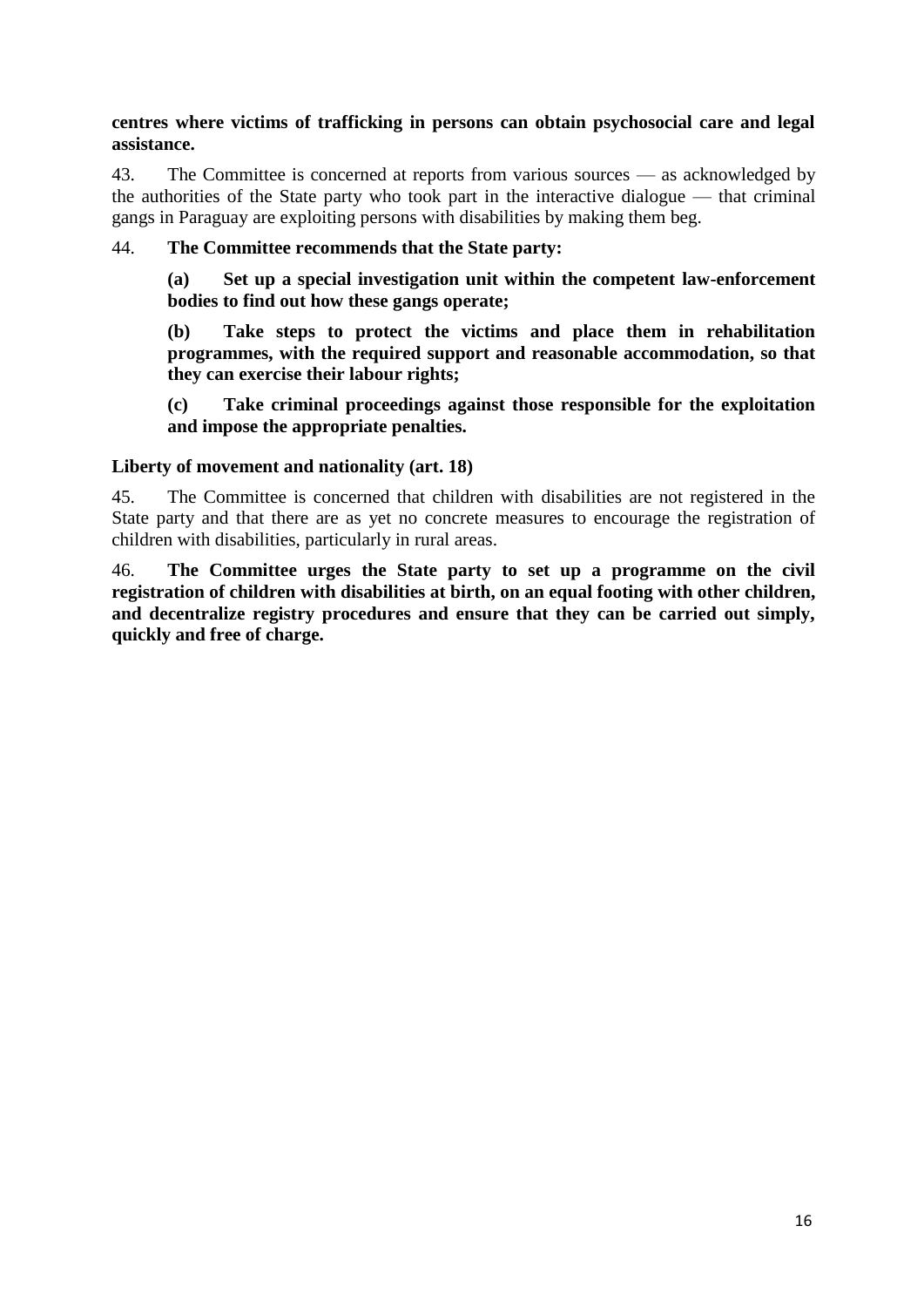**centres where victims of trafficking in persons can obtain psychosocial care and legal assistance.**

43. The Committee is concerned at reports from various sources — as acknowledged by the authorities of the State party who took part in the interactive dialogue — that criminal gangs in Paraguay are exploiting persons with disabilities by making them beg.

44. **The Committee recommends that the State party:**

**(a) Set up a special investigation unit within the competent law-enforcement bodies to find out how these gangs operate;**

**(b) Take steps to protect the victims and place them in rehabilitation programmes, with the required support and reasonable accommodation, so that they can exercise their labour rights;**

**(c) Take criminal proceedings against those responsible for the exploitation and impose the appropriate penalties.**

### Liberty of movement and nationality (art. 18)

45. The Committee is concerned that children with disabilities are not registered in the State party and that there are as yet no concrete measures to encourage the registration of children with disabilities, particularly in rural areas.

46. **The Committee urges the State party to set up a programme on the civil registration of children with disabilities at birth, on an equal footing with other children, and decentralize registry procedures and ensure that they can be carried out simply, quickly and free of charge.**